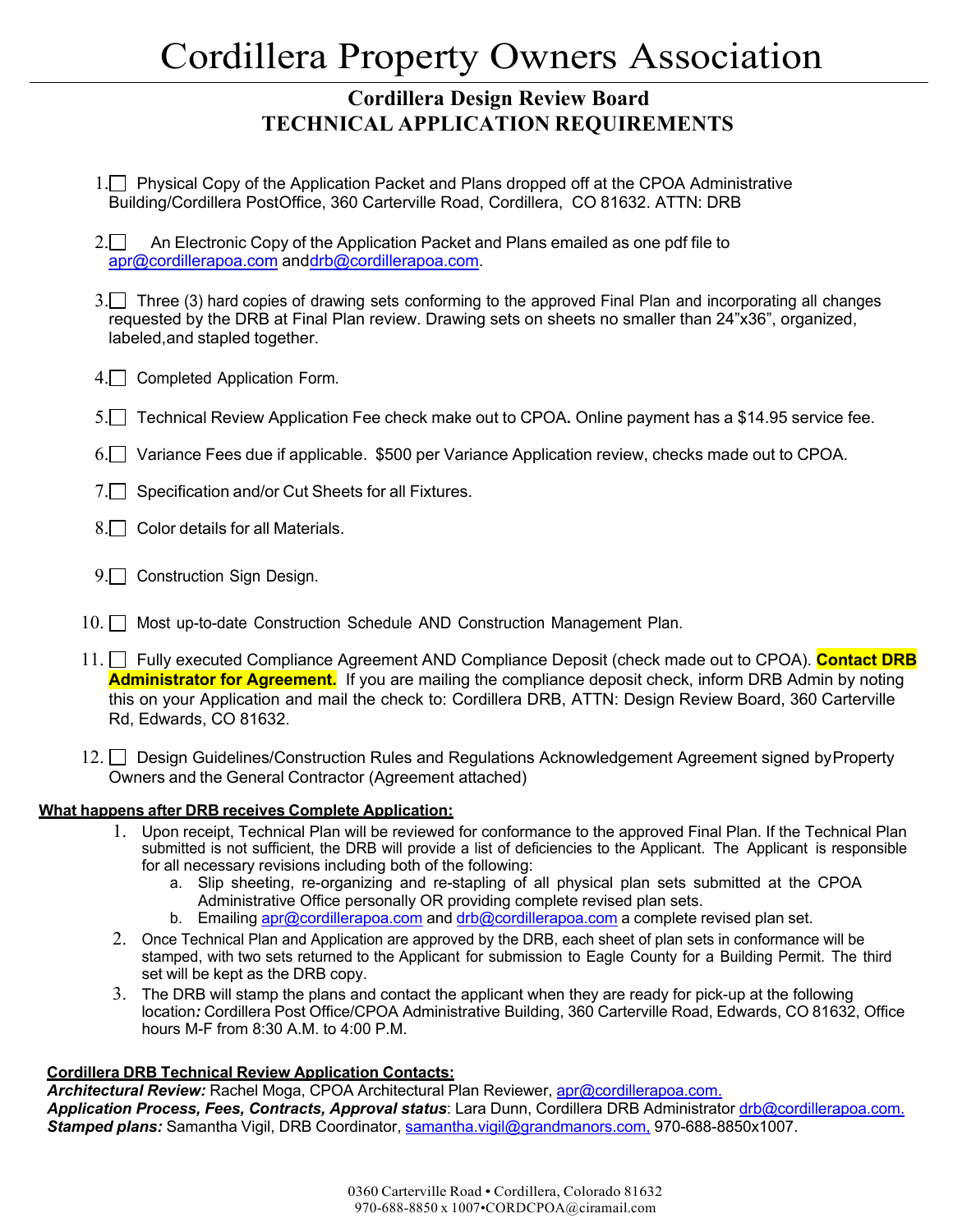# Cordillera Property Owners Association

## Cordillera Design Review Board
## TECHNICAL APPLICATION REQUIREMENTS

1. ☐ Physical Copy of the Application Packet and Plans dropped off at the CPOA Administrative Building/Cordillera PostOffice, 360 Carterville Road, Cordillera, CO 81632. ATTN: DRB

2. ☐ An Electronic Copy of the Application Packet and Plans emailed as one pdf file to apr@cordillerapoa.com anddrb@cordillerapoa.com.

3. ☐ Three (3) hard copies of drawing sets conforming to the approved Final Plan and incorporating all changes requested by the DRB at Final Plan review. Drawing sets on sheets no smaller than 24"x36", organized, labeled,and stapled together.

4. ☐ Completed Application Form.

5. ☐ Technical Review Application Fee check make out to CPOA**.** Online payment has a $14.95 service fee.

6. ☐ Variance Fees due if applicable. $500 per Variance Application review, checks made out to CPOA.

7. ☐ Specification and/or Cut Sheets for all Fixtures.

8. ☐ Color details for all Materials.

9. ☐ Construction Sign Design.

10. ☐ Most up-to-date Construction Schedule AND Construction Management Plan.

11. ☐ Fully executed Compliance Agreement AND Compliance Deposit (check made out to CPOA). **Contact DRB Administrator for Agreement.** If you are mailing the compliance deposit check, inform DRB Admin by noting this on your Application and mail the check to: Cordillera DRB, ATTN: Design Review Board, 360 Carterville Rd, Edwards, CO 81632.

12. ☐ Design Guidelines/Construction Rules and Regulations Acknowledgement Agreement signed byProperty Owners and the General Contractor (Agreement attached)

**What happens after DRB receives Complete Application:**

1. Upon receipt, Technical Plan will be reviewed for conformance to the approved Final Plan. If the Technical Plan submitted is not sufficient, the DRB will provide a list of deficiencies to the Applicant. The Applicant is responsible for all necessary revisions including both of the following:
   a. Slip sheeting, re-organizing and re-stapling of all physical plan sets submitted at the CPOA Administrative Office personally OR providing complete revised plan sets.
   b. Emailing apr@cordillerapoa.com and drb@cordillerapoa.com a complete revised plan set.
2. Once Technical Plan and Application are approved by the DRB, each sheet of plan sets in conformance will be stamped, with two sets returned to the Applicant for submission to Eagle County for a Building Permit. The third set will be kept as the DRB copy.
3. The DRB will stamp the plans and contact the applicant when they are ready for pick-up at the following location***:*** Cordillera Post Office/CPOA Administrative Building, 360 Carterville Road, Edwards, CO 81632, Office hours M-F from 8:30 A.M. to 4:00 P.M.

**Cordillera DRB Technical Review Application Contacts:**
***Architectural Review:*** Rachel Moga, CPOA Architectural Plan Reviewer, apr@cordillerapoa.com.
***Application Process, Fees, Contracts, Approval status***: Lara Dunn, Cordillera DRB Administrator drb@cordillerapoa.com.
***Stamped plans:*** Samantha Vigil, DRB Coordinator, samantha.vigil@grandmanors.com, 970-688-8850x1007.

0360 Carterville Road • Cordillera, Colorado 81632
970-688-8850 x 1007•CORDCPOA@ciramail.com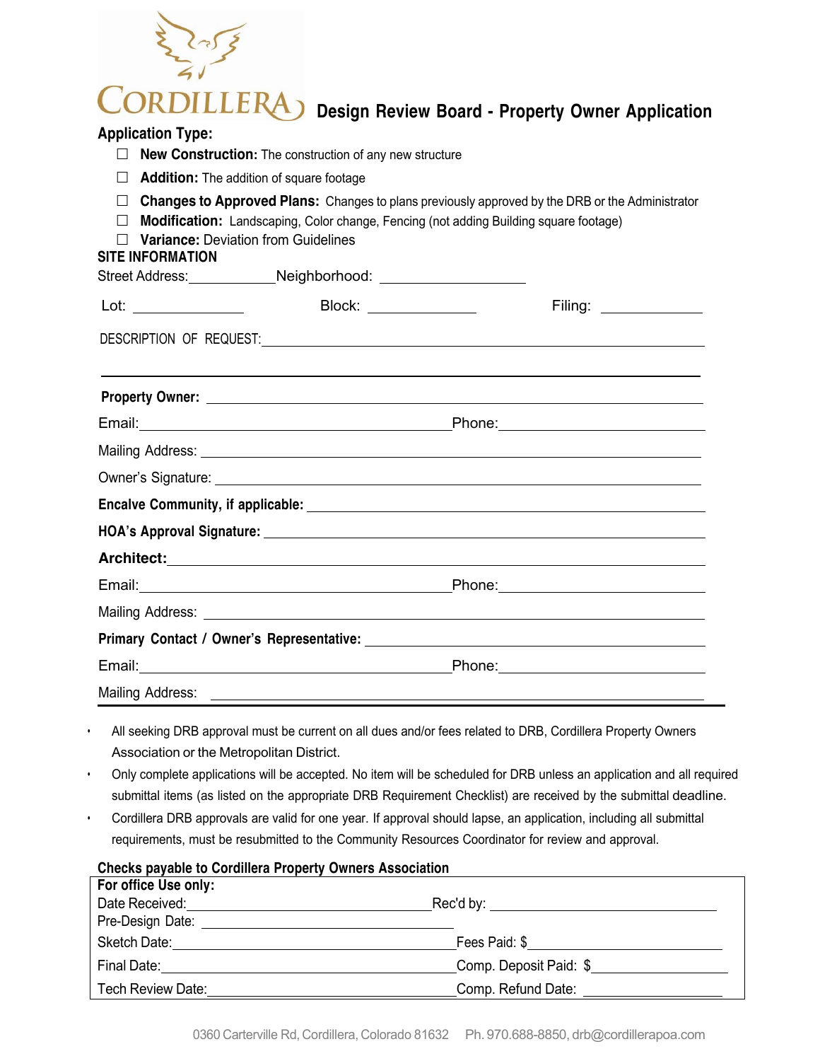CORDILLERA

# Design Review Board - Property Owner Application

**Application Type:**

- ☐ **New Construction:** The construction of any new structure
- ☐ **Addition:** The addition of square footage
- ☐ **Changes to Approved Plans:** Changes to plans previously approved by the DRB or the Administrator
- ☐ **Modification:** Landscaping, Color change, Fencing (not adding Building square footage)
- ☐ **Variance:** Deviation from Guidelines

**SITE INFORMATION**

Street Address:__________ Neighborhood: __________

Lot: __________ Block: __________ Filing: __________

DESCRIPTION OF REQUEST:______________________________________________

______________________________________________

**Property Owner:** ______________________________________________

Email:______________________ Phone:______________________

Mailing Address: ______________________________________________

Owner's Signature: ______________________________________________

**Encalve Community, if applicable:** ______________________________________________

**HOA's Approval Signature:** ______________________________________________

**Architect:**______________________________________________

Email:______________________ Phone:______________________

Mailing Address: ______________________________________________

**Primary Contact / Owner's Representative:** ______________________________________________

Email:______________________ Phone:______________________

Mailing Address: ______________________________________________

- All seeking DRB approval must be current on all dues and/or fees related to DRB, Cordillera Property Owners Association or the Metropolitan District.
- Only complete applications will be accepted. No item will be scheduled for DRB unless an application and all required submittal items (as listed on the appropriate DRB Requirement Checklist) are received by the submittal deadline.
- Cordillera DRB approvals are valid for one year. If approval should lapse, an application, including all submittal requirements, must be resubmitted to the Community Resources Coordinator for review and approval.

**Checks payable to Cordillera Property Owners Association**

**For office Use only:**

| | |
|---|---|
| Date Received:__________ | Rec'd by: __________ |
| Pre-Design Date: __________ | |
| Sketch Date:__________ | Fees Paid: $__________ |
| Final Date:__________ | Comp. Deposit Paid: $__________ |
| Tech Review Date:__________ | Comp. Refund Date: __________ |

0360 Carterville Rd, Cordillera, Colorado 81632 Ph. 970.688-8850, drb@cordillerapoa.com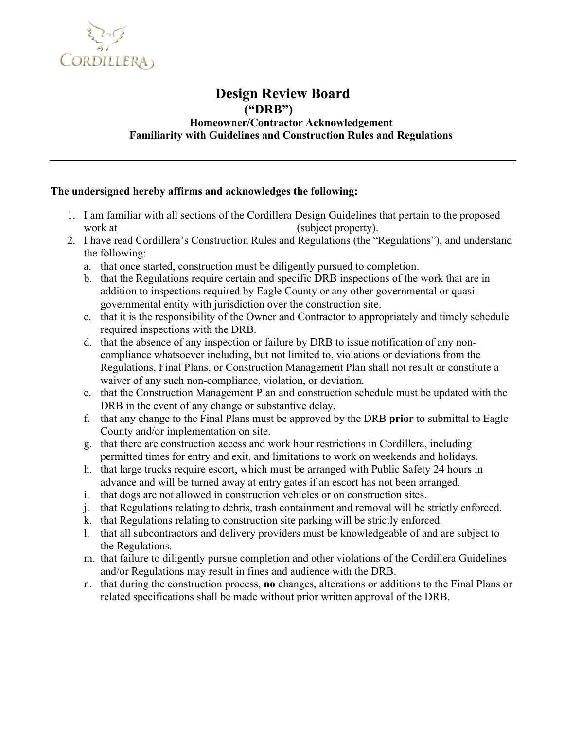CORDILLERA

# Design Review Board
## ("DRB")
### Homeowner/Contractor Acknowledgement
### Familiarity with Guidelines and Construction Rules and Regulations

---

**The undersigned hereby affirms and acknowledges the following:**

1. I am familiar with all sections of the Cordillera Design Guidelines that pertain to the proposed work at________________________________(subject property).
2. I have read Cordillera's Construction Rules and Regulations (the "Regulations"), and understand the following:
   a. that once started, construction must be diligently pursued to completion.
   b. that the Regulations require certain and specific DRB inspections of the work that are in addition to inspections required by Eagle County or any other governmental or quasi-governmental entity with jurisdiction over the construction site.
   c. that it is the responsibility of the Owner and Contractor to appropriately and timely schedule required inspections with the DRB.
   d. that the absence of any inspection or failure by DRB to issue notification of any non-compliance whatsoever including, but not limited to, violations or deviations from the Regulations, Final Plans, or Construction Management Plan shall not result or constitute a waiver of any such non-compliance, violation, or deviation.
   e. that the Construction Management Plan and construction schedule must be updated with the DRB in the event of any change or substantive delay.
   f. that any change to the Final Plans must be approved by the DRB **prior** to submittal to Eagle County and/or implementation on site.
   g. that there are construction access and work hour restrictions in Cordillera, including permitted times for entry and exit, and limitations to work on weekends and holidays.
   h. that large trucks require escort, which must be arranged with Public Safety 24 hours in advance and will be turned away at entry gates if an escort has not been arranged.
   i. that dogs are not allowed in construction vehicles or on construction sites.
   j. that Regulations relating to debris, trash containment and removal will be strictly enforced.
   k. that Regulations relating to construction site parking will be strictly enforced.
   l. that all subcontractors and delivery providers must be knowledgeable of and are subject to the Regulations.
   m. that failure to diligently pursue completion and other violations of the Cordillera Guidelines and/or Regulations may result in fines and audience with the DRB.
   n. that during the construction process, **no** changes, alterations or additions to the Final Plans or related specifications shall be made without prior written approval of the DRB.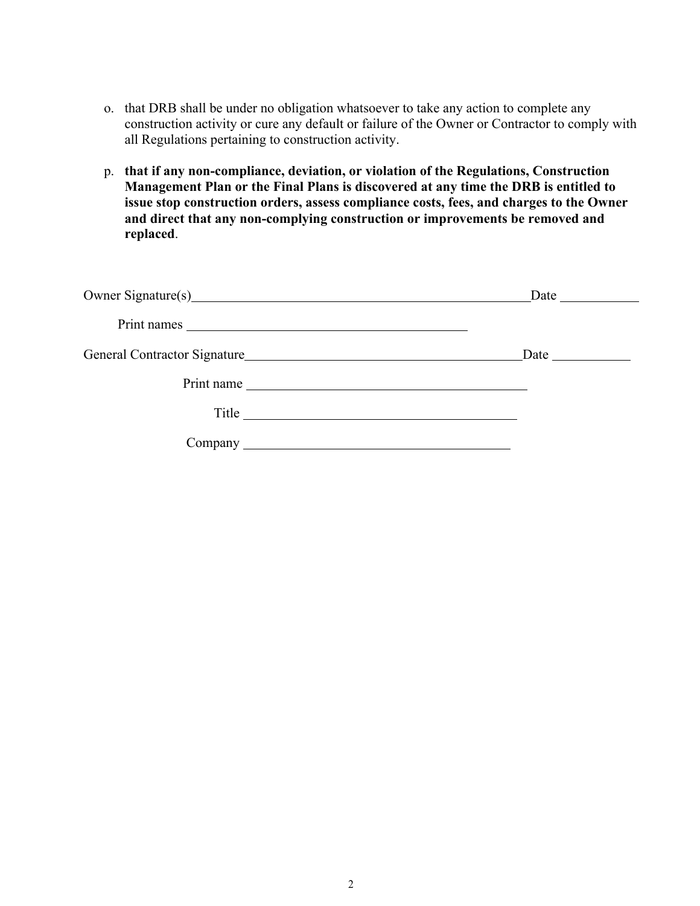o. that DRB shall be under no obligation whatsoever to take any action to complete any construction activity or cure any default or failure of the Owner or Contractor to comply with all Regulations pertaining to construction activity.

p. **that if any non-compliance, deviation, or violation of the Regulations, Construction Management Plan or the Final Plans is discovered at any time the DRB is entitled to issue stop construction orders, assess compliance costs, fees, and charges to the Owner and direct that any non-complying construction or improvements be removed and replaced**.

Owner Signature(s)\_\_\_\_\_\_\_\_\_\_\_\_\_\_\_\_\_\_\_\_\_\_\_\_\_\_\_\_\_\_\_\_\_\_\_\_\_\_\_\_\_\_\_\_\_\_\_\_\_\_Date \_\_\_\_\_\_\_\_\_\_\_

Print names \_\_\_\_\_\_\_\_\_\_\_\_\_\_\_\_\_\_\_\_\_\_\_\_\_\_\_\_\_\_\_\_\_\_\_\_\_\_\_\_\_\_

General Contractor Signature\_\_\_\_\_\_\_\_\_\_\_\_\_\_\_\_\_\_\_\_\_\_\_\_\_\_\_\_\_\_\_\_\_\_\_\_\_\_\_\_\_\_Date \_\_\_\_\_\_\_\_\_\_\_

Print name \_\_\_\_\_\_\_\_\_\_\_\_\_\_\_\_\_\_\_\_\_\_\_\_\_\_\_\_\_\_\_\_\_\_\_\_\_\_\_\_\_\_

Title \_\_\_\_\_\_\_\_\_\_\_\_\_\_\_\_\_\_\_\_\_\_\_\_\_\_\_\_\_\_\_\_\_\_\_\_\_\_\_\_

Company \_\_\_\_\_\_\_\_\_\_\_\_\_\_\_\_\_\_\_\_\_\_\_\_\_\_\_\_\_\_\_\_\_\_\_\_\_\_\_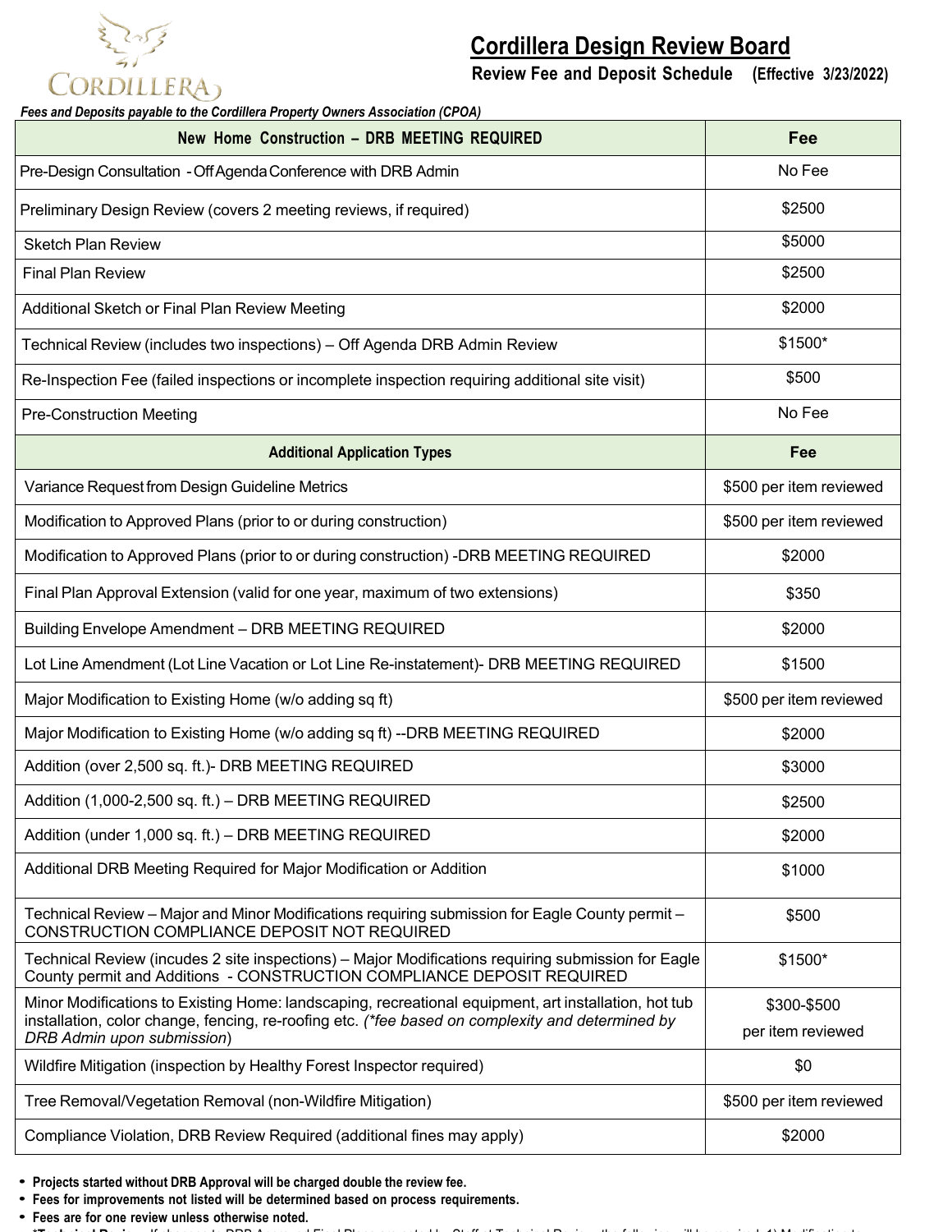# Cordillera Design Review Board

**Review Fee and Deposit Schedule (Effective 3/23/2022)**

***Fees and Deposits payable to the Cordillera Property Owners Association (CPOA)***

| New Home Construction – DRB MEETING REQUIRED | Fee |
|---|---|
| Pre-Design Consultation - Off Agenda Conference with DRB Admin | No Fee |
| Preliminary Design Review (covers 2 meeting reviews, if required) | $2500 |
| Sketch Plan Review | $5000 |
| Final Plan Review | $2500 |
| Additional Sketch or Final Plan Review Meeting | $2000 |
| Technical Review (includes two inspections) – Off Agenda DRB Admin Review | $1500* |
| Re-Inspection Fee (failed inspections or incomplete inspection requiring additional site visit) | $500 |
| Pre-Construction Meeting | No Fee |
| **Additional Application Types** | **Fee** |
| Variance Request from Design Guideline Metrics | $500 per item reviewed |
| Modification to Approved Plans (prior to or during construction) | $500 per item reviewed |
| Modification to Approved Plans (prior to or during construction) -DRB MEETING REQUIRED | $2000 |
| Final Plan Approval Extension (valid for one year, maximum of two extensions) | $350 |
| Building Envelope Amendment – DRB MEETING REQUIRED | $2000 |
| Lot Line Amendment (Lot Line Vacation or Lot Line Re-instatement)- DRB MEETING REQUIRED | $1500 |
| Major Modification to Existing Home (w/o adding sq ft) | $500 per item reviewed |
| Major Modification to Existing Home (w/o adding sq ft) --DRB MEETING REQUIRED | $2000 |
| Addition (over 2,500 sq. ft.)- DRB MEETING REQUIRED | $3000 |
| Addition (1,000-2,500 sq. ft.) – DRB MEETING REQUIRED | $2500 |
| Addition (under 1,000 sq. ft.) – DRB MEETING REQUIRED | $2000 |
| Additional DRB Meeting Required for Major Modification or Addition | $1000 |
| Technical Review – Major and Minor Modifications requiring submission for Eagle County permit – CONSTRUCTION COMPLIANCE DEPOSIT NOT REQUIRED | $500 |
| Technical Review (incudes 2 site inspections) – Major Modifications requiring submission for Eagle County permit and Additions - CONSTRUCTION COMPLIANCE DEPOSIT REQUIRED | $1500* |
| Minor Modifications to Existing Home: landscaping, recreational equipment, art installation, hot tub installation, color change, fencing, re-roofing etc. *(\*fee based on complexity and determined by DRB Admin upon submission)* | $300-$500 per item reviewed |
| Wildfire Mitigation (inspection by Healthy Forest Inspector required) | $0 |
| Tree Removal/Vegetation Removal (non-Wildfire Mitigation) | $500 per item reviewed |
| Compliance Violation, DRB Review Required (additional fines may apply) | $2000 |

- **Projects started without DRB Approval will be charged double the review fee.**
- **Fees for improvements not listed will be determined based on process requirements.**
- **Fees are for one review unless otherwise noted.**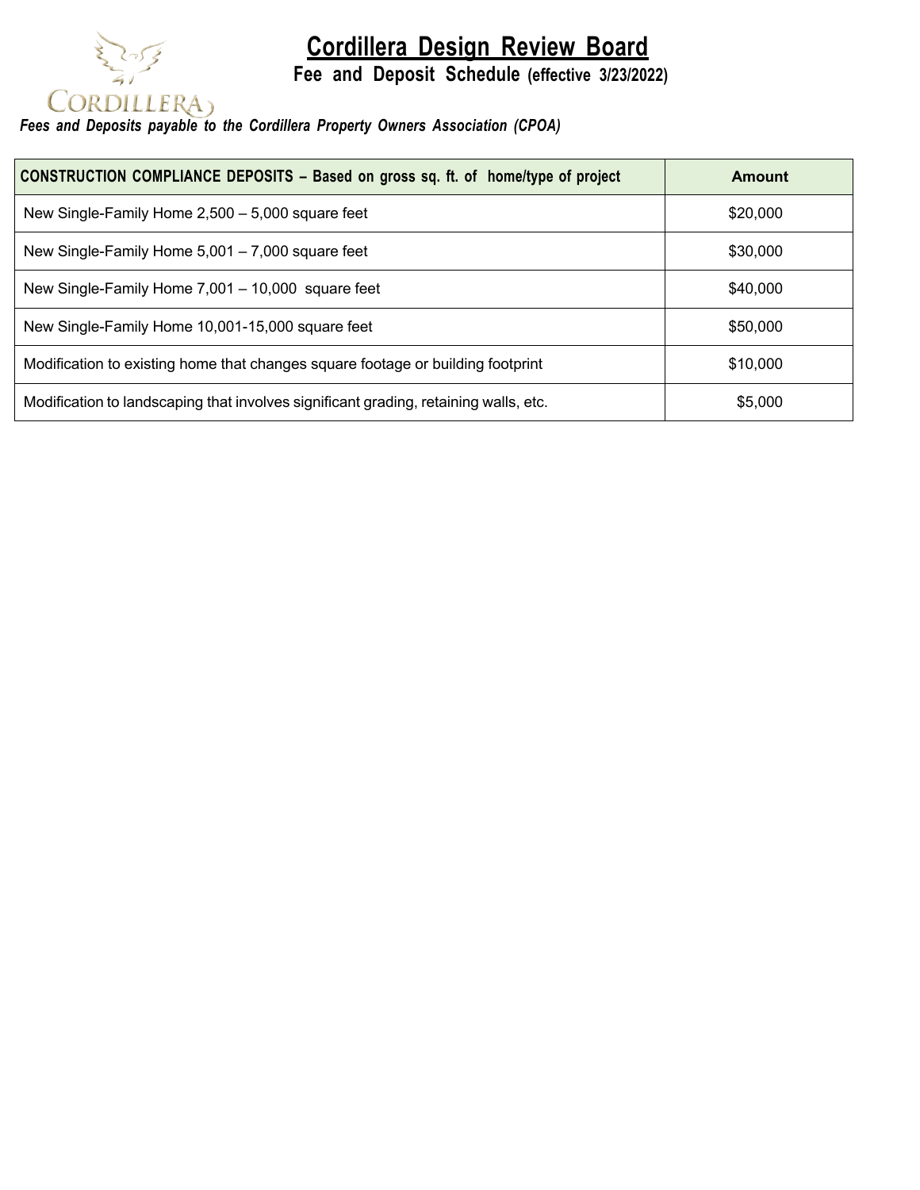# Cordillera Design Review Board

**Fee and Deposit Schedule (effective 3/23/2022)**

CORDILLERA

***Fees and Deposits payable to the Cordillera Property Owners Association (CPOA)***

| CONSTRUCTION COMPLIANCE DEPOSITS – Based on gross sq. ft. of home/type of project | Amount |
|---|---|
| New Single-Family Home 2,500 – 5,000 square feet | $20,000 |
| New Single-Family Home 5,001 – 7,000 square feet | $30,000 |
| New Single-Family Home 7,001 – 10,000 square feet | $40,000 |
| New Single-Family Home 10,001-15,000 square feet | $50,000 |
| Modification to existing home that changes square footage or building footprint | $10,000 |
| Modification to landscaping that involves significant grading, retaining walls, etc. | $5,000 |